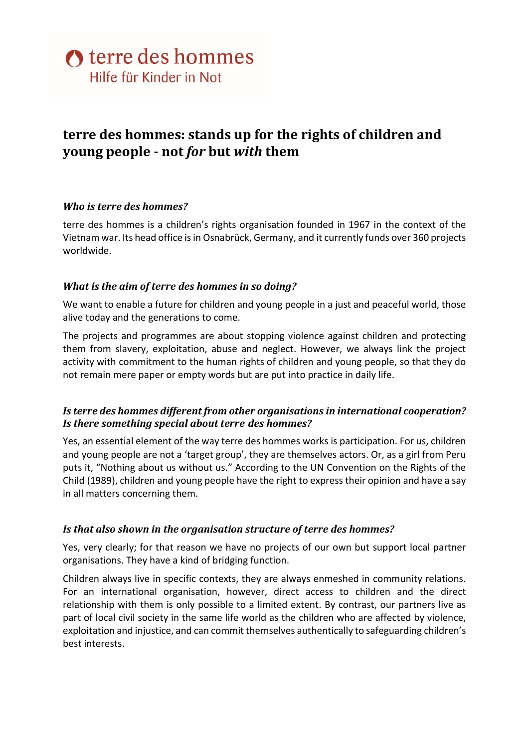terre des hommes
Hilfe für Kinder in Not

# terre des hommes: stands up for the rights of children and young people - not *for* but *with* them

### *Who is terre des hommes?*

terre des hommes is a children's rights organisation founded in 1967 in the context of the Vietnam war. Its head office is in Osnabrück, Germany, and it currently funds over 360 projects worldwide.

### *What is the aim of terre des hommes in so doing?*

We want to enable a future for children and young people in a just and peaceful world, those alive today and the generations to come.

The projects and programmes are about stopping violence against children and protecting them from slavery, exploitation, abuse and neglect. However, we always link the project activity with commitment to the human rights of children and young people, so that they do not remain mere paper or empty words but are put into practice in daily life.

### *Is terre des hommes different from other organisations in international cooperation? Is there something special about terre des hommes?*

Yes, an essential element of the way terre des hommes works is participation. For us, children and young people are not a 'target group', they are themselves actors. Or, as a girl from Peru puts it, "Nothing about us without us." According to the UN Convention on the Rights of the Child (1989), children and young people have the right to express their opinion and have a say in all matters concerning them.

### *Is that also shown in the organisation structure of terre des hommes?*

Yes, very clearly; for that reason we have no projects of our own but support local partner organisations. They have a kind of bridging function.

Children always live in specific contexts, they are always enmeshed in community relations. For an international organisation, however, direct access to children and the direct relationship with them is only possible to a limited extent. By contrast, our partners live as part of local civil society in the same life world as the children who are affected by violence, exploitation and injustice, and can commit themselves authentically to safeguarding children's best interests.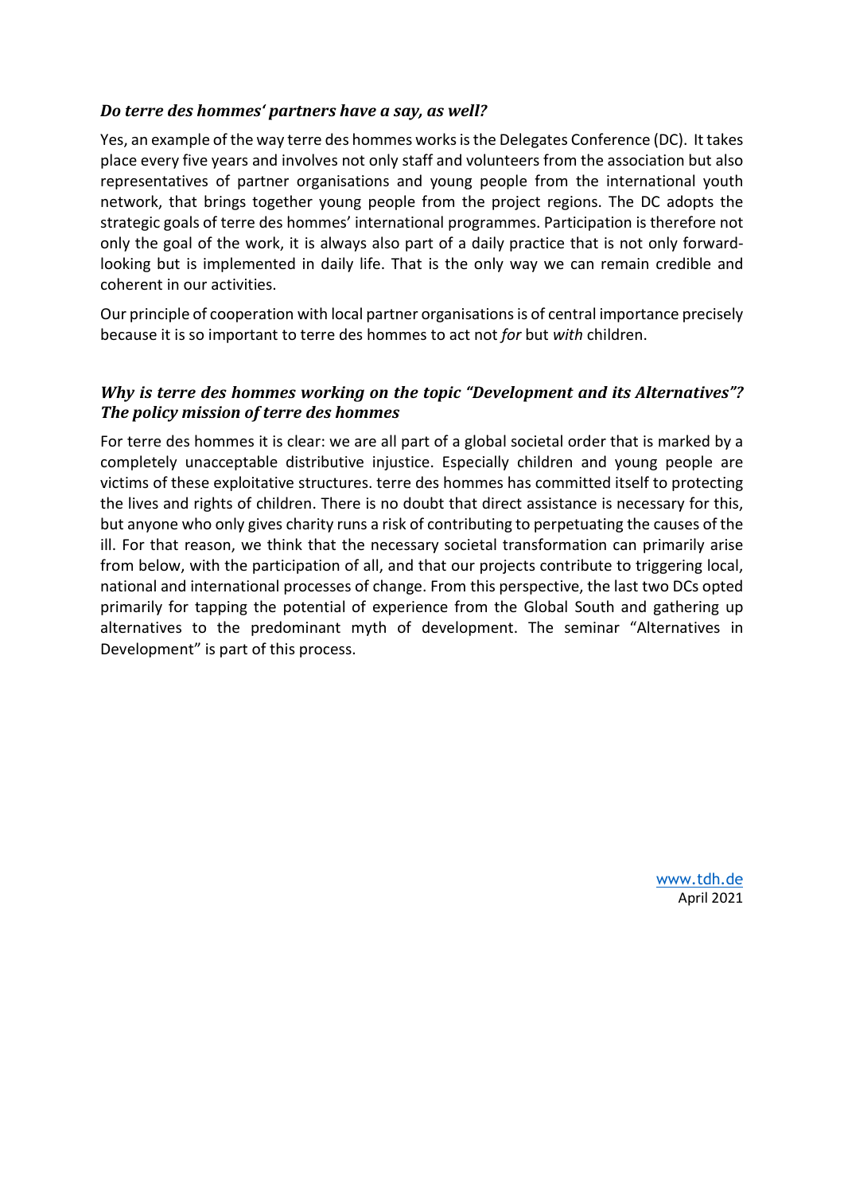### *Do terre des hommes' partners have a say, as well?*

Yes, an example of the way terre des hommes works is the Delegates Conference (DC). It takes place every five years and involves not only staff and volunteers from the association but also representatives of partner organisations and young people from the international youth network, that brings together young people from the project regions. The DC adopts the strategic goals of terre des hommes' international programmes. Participation is therefore not only the goal of the work, it is always also part of a daily practice that is not only forward-looking but is implemented in daily life. That is the only way we can remain credible and coherent in our activities.

Our principle of cooperation with local partner organisations is of central importance precisely because it is so important to terre des hommes to act not *for* but *with* children.

### *Why is terre des hommes working on the topic "Development and its Alternatives"? The policy mission of terre des hommes*

For terre des hommes it is clear: we are all part of a global societal order that is marked by a completely unacceptable distributive injustice. Especially children and young people are victims of these exploitative structures. terre des hommes has committed itself to protecting the lives and rights of children. There is no doubt that direct assistance is necessary for this, but anyone who only gives charity runs a risk of contributing to perpetuating the causes of the ill. For that reason, we think that the necessary societal transformation can primarily arise from below, with the participation of all, and that our projects contribute to triggering local, national and international processes of change. From this perspective, the last two DCs opted primarily for tapping the potential of experience from the Global South and gathering up alternatives to the predominant myth of development. The seminar "Alternatives in Development" is part of this process.

www.tdh.de
April 2021